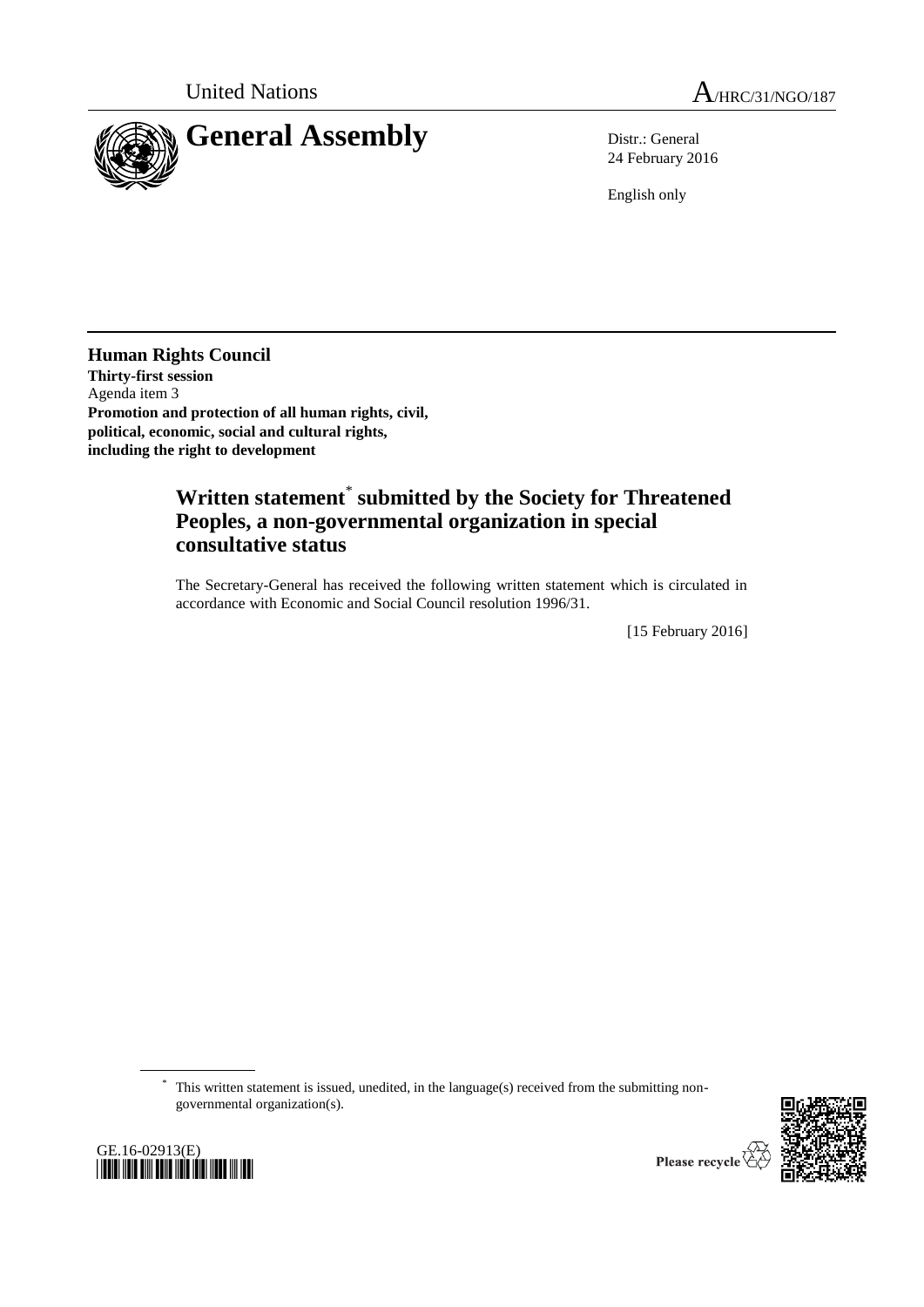United Nations

A/HRC/31/NGO/187

# General Assembly

Distr.: General
24 February 2016

English only

**Human Rights Council**
**Thirty-first session**
Agenda item 3
**Promotion and protection of all human rights, civil, political, economic, social and cultural rights, including the right to development**

## Written statement* submitted by the Society for Threatened Peoples, a non-governmental organization in special consultative status

The Secretary-General has received the following written statement which is circulated in accordance with Economic and Social Council resolution 1996/31.

[15 February 2016]

\* This written statement is issued, unedited, in the language(s) received from the submitting non-governmental organization(s).

GE.16-02913(E)

Please recycle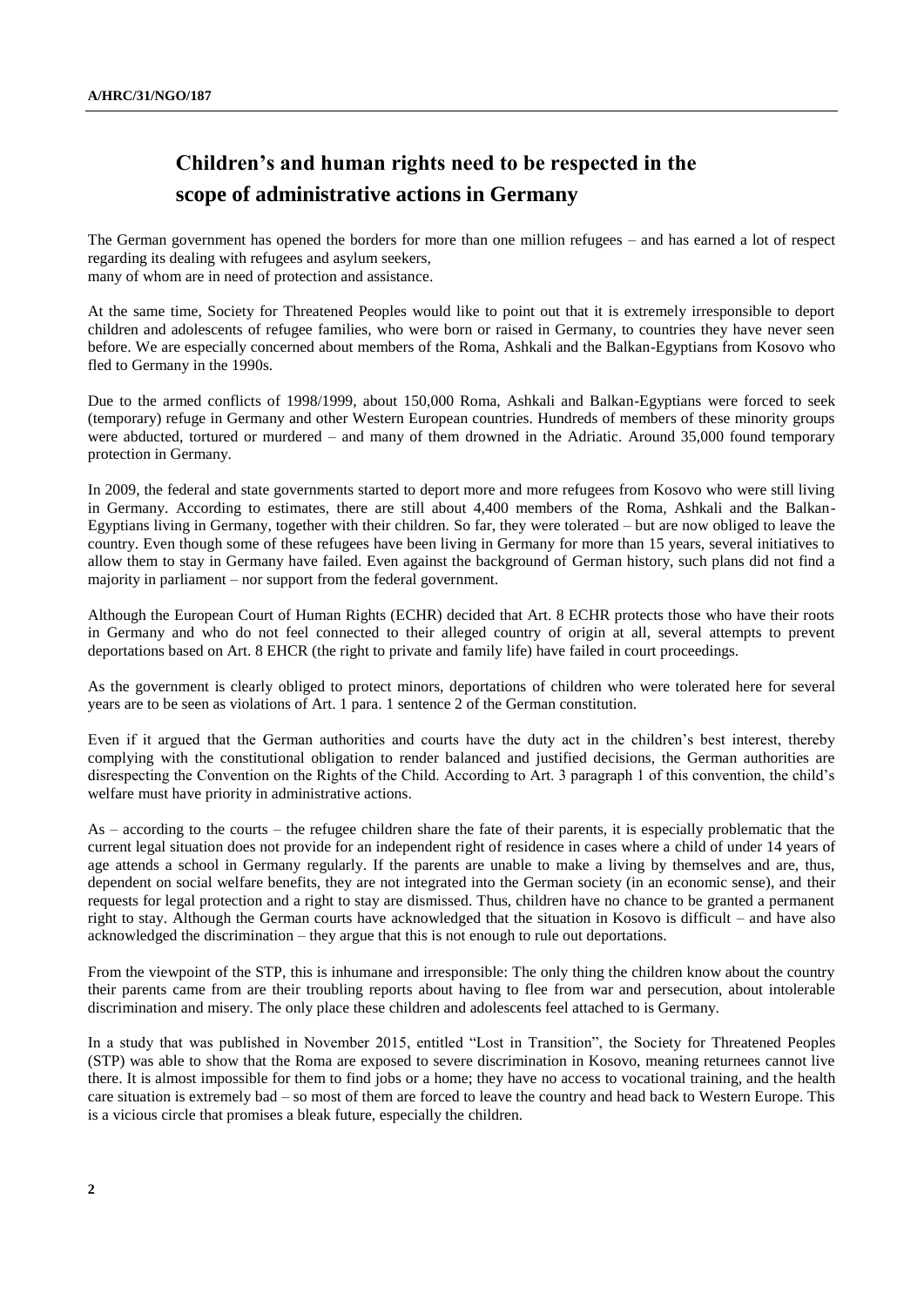# Children's and human rights need to be respected in the scope of administrative actions in Germany

The German government has opened the borders for more than one million refugees – and has earned a lot of respect regarding its dealing with refugees and asylum seekers,
many of whom are in need of protection and assistance.

At the same time, Society for Threatened Peoples would like to point out that it is extremely irresponsible to deport children and adolescents of refugee families, who were born or raised in Germany, to countries they have never seen before. We are especially concerned about members of the Roma, Ashkali and the Balkan-Egyptians from Kosovo who fled to Germany in the 1990s.

Due to the armed conflicts of 1998/1999, about 150,000 Roma, Ashkali and Balkan-Egyptians were forced to seek (temporary) refuge in Germany and other Western European countries. Hundreds of members of these minority groups were abducted, tortured or murdered – and many of them drowned in the Adriatic. Around 35,000 found temporary protection in Germany.

In 2009, the federal and state governments started to deport more and more refugees from Kosovo who were still living in Germany. According to estimates, there are still about 4,400 members of the Roma, Ashkali and the Balkan-Egyptians living in Germany, together with their children. So far, they were tolerated – but are now obliged to leave the country. Even though some of these refugees have been living in Germany for more than 15 years, several initiatives to allow them to stay in Germany have failed. Even against the background of German history, such plans did not find a majority in parliament – nor support from the federal government.

Although the European Court of Human Rights (ECHR) decided that Art. 8 ECHR protects those who have their roots in Germany and who do not feel connected to their alleged country of origin at all, several attempts to prevent deportations based on Art. 8 EHCR (the right to private and family life) have failed in court proceedings.

As the government is clearly obliged to protect minors, deportations of children who were tolerated here for several years are to be seen as violations of Art. 1 para. 1 sentence 2 of the German constitution.

Even if it argued that the German authorities and courts have the duty act in the children's best interest, thereby complying with the constitutional obligation to render balanced and justified decisions, the German authorities are disrespecting the Convention on the Rights of the Child. According to Art. 3 paragraph 1 of this convention, the child's welfare must have priority in administrative actions.

As – according to the courts – the refugee children share the fate of their parents, it is especially problematic that the current legal situation does not provide for an independent right of residence in cases where a child of under 14 years of age attends a school in Germany regularly. If the parents are unable to make a living by themselves and are, thus, dependent on social welfare benefits, they are not integrated into the German society (in an economic sense), and their requests for legal protection and a right to stay are dismissed. Thus, children have no chance to be granted a permanent right to stay. Although the German courts have acknowledged that the situation in Kosovo is difficult – and have also acknowledged the discrimination – they argue that this is not enough to rule out deportations.

From the viewpoint of the STP, this is inhumane and irresponsible: The only thing the children know about the country their parents came from are their troubling reports about having to flee from war and persecution, about intolerable discrimination and misery. The only place these children and adolescents feel attached to is Germany.

In a study that was published in November 2015, entitled "Lost in Transition", the Society for Threatened Peoples (STP) was able to show that the Roma are exposed to severe discrimination in Kosovo, meaning returnees cannot live there. It is almost impossible for them to find jobs or a home; they have no access to vocational training, and the health care situation is extremely bad – so most of them are forced to leave the country and head back to Western Europe. This is a vicious circle that promises a bleak future, especially the children.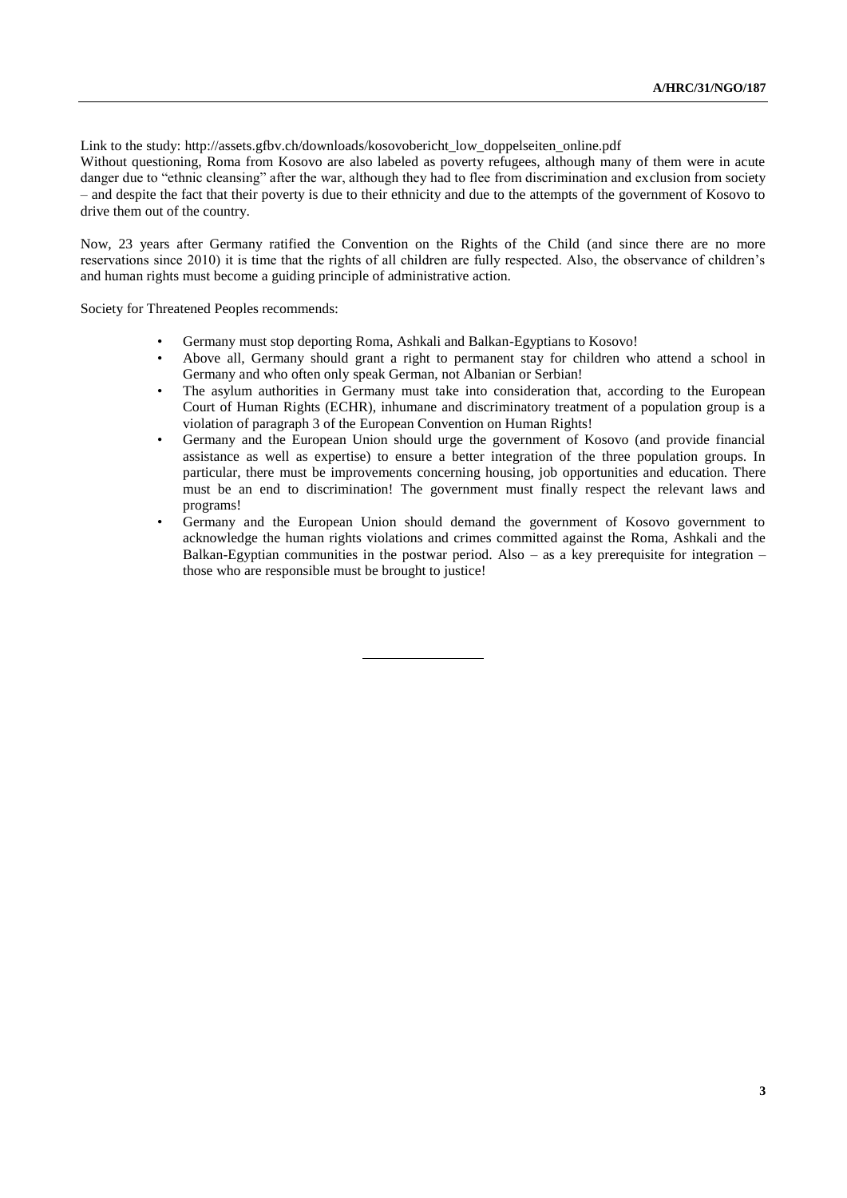Link to the study: http://assets.gfbv.ch/downloads/kosovobericht_low_doppelseiten_online.pdf

Without questioning, Roma from Kosovo are also labeled as poverty refugees, although many of them were in acute danger due to "ethnic cleansing" after the war, although they had to flee from discrimination and exclusion from society – and despite the fact that their poverty is due to their ethnicity and due to the attempts of the government of Kosovo to drive them out of the country.

Now, 23 years after Germany ratified the Convention on the Rights of the Child (and since there are no more reservations since 2010) it is time that the rights of all children are fully respected. Also, the observance of children's and human rights must become a guiding principle of administrative action.

Society for Threatened Peoples recommends:

- Germany must stop deporting Roma, Ashkali and Balkan-Egyptians to Kosovo!
- Above all, Germany should grant a right to permanent stay for children who attend a school in Germany and who often only speak German, not Albanian or Serbian!
- The asylum authorities in Germany must take into consideration that, according to the European Court of Human Rights (ECHR), inhumane and discriminatory treatment of a population group is a violation of paragraph 3 of the European Convention on Human Rights!
- Germany and the European Union should urge the government of Kosovo (and provide financial assistance as well as expertise) to ensure a better integration of the three population groups. In particular, there must be improvements concerning housing, job opportunities and education. There must be an end to discrimination! The government must finally respect the relevant laws and programs!
- Germany and the European Union should demand the government of Kosovo government to acknowledge the human rights violations and crimes committed against the Roma, Ashkali and the Balkan-Egyptian communities in the postwar period. Also – as a key prerequisite for integration – those who are responsible must be brought to justice!